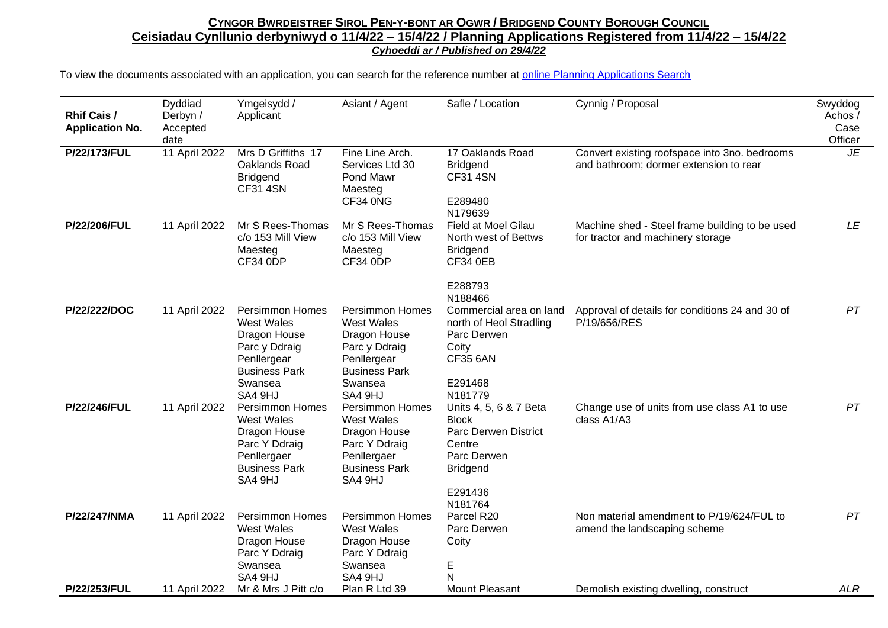## **Cyngor Bwrdeistref Sirol Pen-y-bont ar Ogwr / Bridgend County Borough Council**

## **Ceisiadau Cynllunio derbyniwyd o 11/4/22 – 15/4/22 / Planning Applications Registered from 11/4/22 – 15/4/22**

***Cyhoeddi ar / Published on 29/4/22***

To view the documents associated with an application, you can search for the reference number at online Planning Applications Search

| Rhif Cais / Application No. | Dyddiad Derbyn / Accepted date | Ymgeisydd / Applicant | Asiant / Agent | Safle / Location | Cynnig / Proposal | Swyddog Achos / Case Officer |
|---|---|---|---|---|---|---|
| **P/22/173/FUL** | 11 April 2022 | Mrs D Griffiths 17 Oaklands Road Bridgend CF31 4SN | Fine Line Arch. Services Ltd 30 Pond Mawr Maesteg CF34 0NG | 17 Oaklands Road Bridgend CF31 4SN<br><br>E289480 N179639 | Convert existing roofspace into 3no. bedrooms and bathroom; dormer extension to rear | *JE* |
| **P/22/206/FUL** | 11 April 2022 | Mr S Rees-Thomas c/o 153 Mill View Maesteg CF34 0DP | Mr S Rees-Thomas c/o 153 Mill View Maesteg CF34 0DP | Field at Moel Gilau North west of Bettws Bridgend CF34 0EB<br><br>E288793 N188466 | Machine shed - Steel frame building to be used for tractor and machinery storage | *LE* |
| **P/22/222/DOC** | 11 April 2022 | Persimmon Homes West Wales Dragon House Parc y Ddraig Penllergear Business Park Swansea SA4 9HJ | Persimmon Homes West Wales Dragon House Parc y Ddraig Penllergear Business Park Swansea SA4 9HJ | Commercial area on land north of Heol Stradling Parc Derwen Coity CF35 6AN<br><br>E291468 N181779 | Approval of details for conditions 24 and 30 of P/19/656/RES | *PT* |
| **P/22/246/FUL** | 11 April 2022 | Persimmon Homes West Wales Dragon House Parc Y Ddraig Penllergaer Business Park SA4 9HJ | Persimmon Homes West Wales Dragon House Parc Y Ddraig Penllergaer Business Park SA4 9HJ | Units 4, 5, 6 & 7 Beta Block Parc Derwen District Centre Parc Derwen Bridgend<br><br>E291436 N181764 | Change use of units from use class A1 to use class A1/A3 | *PT* |
| **P/22/247/NMA** | 11 April 2022 | Persimmon Homes West Wales Dragon House Parc Y Ddraig Swansea SA4 9HJ | Persimmon Homes West Wales Dragon House Parc Y Ddraig Swansea SA4 9HJ | Parcel R20 Parc Derwen Coity<br><br>E N | Non material amendment to P/19/624/FUL to amend the landscaping scheme | *PT* |
| **P/22/253/FUL** | 11 April 2022 | Mr & Mrs J Pitt c/o | Plan R Ltd 39 | Mount Pleasant | Demolish existing dwelling, construct | *ALR* |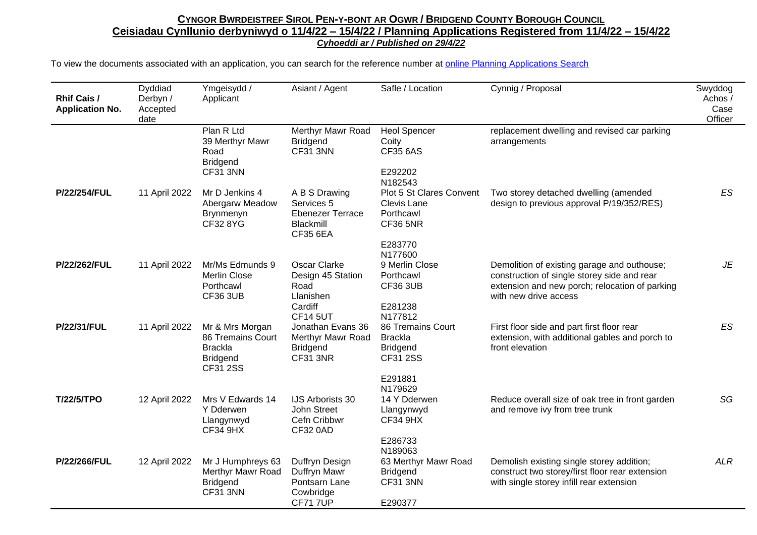**CYNGOR BWRDEISTREF SIROL PEN-Y-BONT AR OGWR / BRIDGEND COUNTY BOROUGH COUNCIL**

**Ceisiadau Cynllunio derbyniwyd o 11/4/22 – 15/4/22 / Planning Applications Registered from 11/4/22 – 15/4/22**

***Cyhoeddi ar / Published on 29/4/22***

To view the documents associated with an application, you can search for the reference number at [online Planning Applications Search]()

| **Rhif Cais / Application No.** | Dyddiad Derbyn / Accepted date | Ymgeisydd / Applicant | Asiant / Agent | Safle / Location | Cynnig / Proposal | Swyddog Achos / Case Officer |
|---|---|---|---|---|---|---|
| | | Plan R Ltd 39 Merthyr Mawr Road Bridgend CF31 3NN | Merthyr Mawr Road Bridgend CF31 3NN | Heol Spencer Coity CF35 6AS<br>E292202 N182543 | replacement dwelling and revised car parking arrangements | |
| **P/22/254/FUL** | 11 April 2022 | Mr D Jenkins 4 Abergarw Meadow Brynmenyn CF32 8YG | A B S Drawing Services 5 Ebenezer Terrace Blackmill CF35 6EA | Plot 5 St Clares Convent Clevis Lane Porthcawl CF36 5NR<br>E283770 N177600 | Two storey detached dwelling (amended design to previous approval P/19/352/RES) | *ES* |
| **P/22/262/FUL** | 11 April 2022 | Mr/Ms Edmunds 9 Merlin Close Porthcawl CF36 3UB | Oscar Clarke Design 45 Station Road Llanishen Cardiff CF14 5UT | 9 Merlin Close Porthcawl CF36 3UB<br>E281238 N177812 | Demolition of existing garage and outhouse; construction of single storey side and rear extension and new porch; relocation of parking with new drive access | *JE* |
| **P/22/31/FUL** | 11 April 2022 | Mr & Mrs Morgan 86 Tremains Court Brackla Bridgend CF31 2SS | Jonathan Evans 36 Merthyr Mawr Road Bridgend CF31 3NR | 86 Tremains Court Brackla Bridgend CF31 2SS<br>E291881 N179629 | First floor side and part first floor rear extension, with additional gables and porch to front elevation | *ES* |
| **T/22/5/TPO** | 12 April 2022 | Mrs V Edwards 14 Y Dderwen Llangynwyd CF34 9HX | IJS Arborists 30 John Street Cefn Cribbwr CF32 0AD | 14 Y Dderwen Llangynwyd CF34 9HX<br>E286733 N189063 | Reduce overall size of oak tree in front garden and remove ivy from tree trunk | *SG* |
| **P/22/266/FUL** | 12 April 2022 | Mr J Humphreys 63 Merthyr Mawr Road Bridgend CF31 3NN | Duffryn Design Duffryn Mawr Pontsarn Lane Cowbridge CF71 7UP | 63 Merthyr Mawr Road Bridgend CF31 3NN<br>E290377 | Demolish existing single storey addition; construct two storey/first floor rear extension with single storey infill rear extension | *ALR* |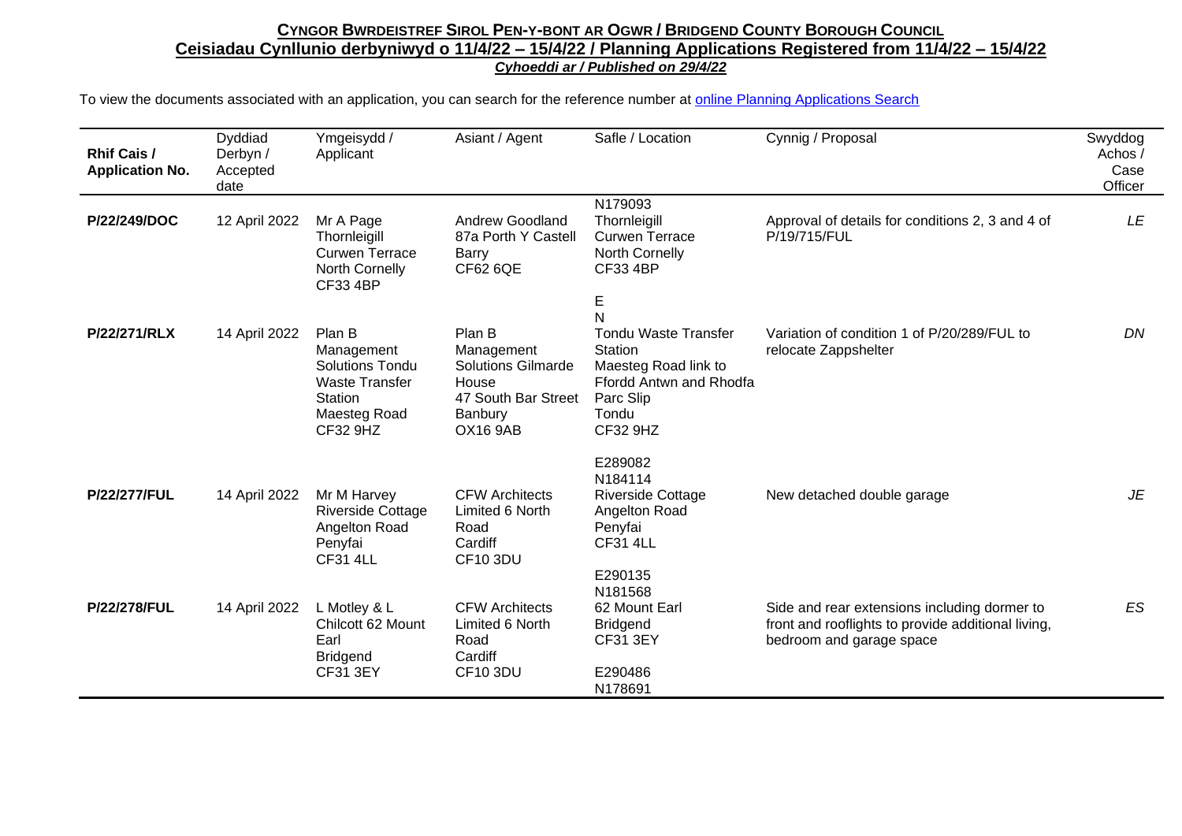## CYNGOR BWRDEISTREF SIROL PEN-Y-BONT AR OGWR / BRIDGEND COUNTY BOROUGH COUNCIL

## Ceisiadau Cynllunio derbyniwyd o 11/4/22 – 15/4/22 / Planning Applications Registered from 11/4/22 – 15/4/22

***Cyhoeddi ar / Published on 29/4/22***

To view the documents associated with an application, you can search for the reference number at [online Planning Applications Search]()

| Rhif Cais / Application No. | Dyddiad Derbyn / Accepted date | Ymgeisydd / Applicant | Asiant / Agent | Safle / Location | Cynnig / Proposal | Swyddog Achos / Case Officer |
|---|---|---|---|---|---|---|
| | | | | N179093 | | |
| **P/22/249/DOC** | 12 April 2022 | Mr A Page Thornleigill Curwen Terrace North Cornelly CF33 4BP | Andrew Goodland 87a Porth Y Castell Barry CF62 6QE | Thornleigill Curwen Terrace North Cornelly CF33 4BP<br><br>E<br>N | Approval of details for conditions 2, 3 and 4 of P/19/715/FUL | *LE* |
| **P/22/271/RLX** | 14 April 2022 | Plan B Management Solutions Tondu Waste Transfer Station Maesteg Road CF32 9HZ | Plan B Management Solutions Gilmarde House 47 South Bar Street Banbury OX16 9AB | Tondu Waste Transfer Station Maesteg Road link to Ffordd Antwn and Rhodfa Parc Slip Tondu CF32 9HZ<br><br>E289082<br>N184114 | Variation of condition 1 of P/20/289/FUL to relocate Zappshelter | *DN* |
| **P/22/277/FUL** | 14 April 2022 | Mr M Harvey Riverside Cottage Angelton Road Penyfai CF31 4LL | CFW Architects Limited 6 North Road Cardiff CF10 3DU | Riverside Cottage Angelton Road Penyfai CF31 4LL<br><br>E290135<br>N181568 | New detached double garage | *JE* |
| **P/22/278/FUL** | 14 April 2022 | L Motley & L Chilcott 62 Mount Earl Bridgend CF31 3EY | CFW Architects Limited 6 North Road Cardiff CF10 3DU | 62 Mount Earl Bridgend CF31 3EY<br><br>E290486<br>N178691 | Side and rear extensions including dormer to front and rooflights to provide additional living, bedroom and garage space | *ES* |